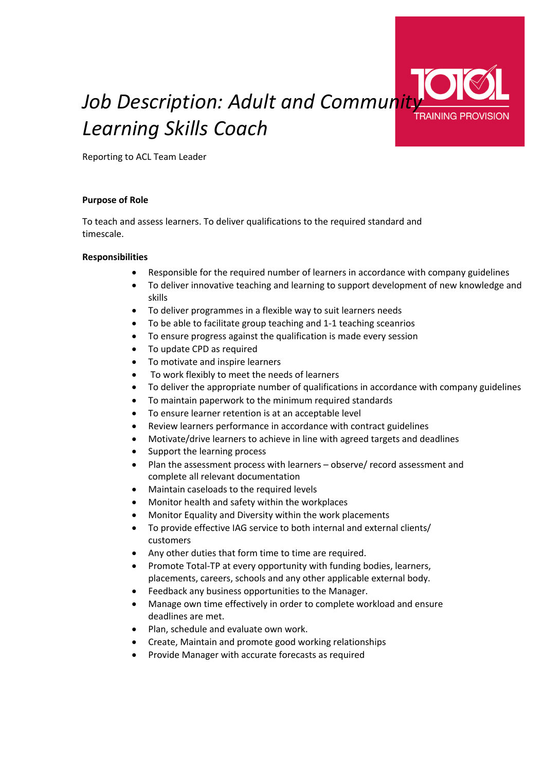# *Job Description: Adult and Community Learning Skills Coach*

Reporting to ACL Team Leader

**Purpose of Role**

To teach and assess learners. To deliver qualifications to the required standard and timescale.

**Responsibilities**

- Responsible for the required number of learners in accordance with company guidelines
- To deliver innovative teaching and learning to support development of new knowledge and skills
- To deliver programmes in a flexible way to suit learners needs
- To be able to facilitate group teaching and 1-1 teaching sceanrios
- To ensure progress against the qualification is made every session
- To update CPD as required
- To motivate and inspire learners
- To work flexibly to meet the needs of learners
- To deliver the appropriate number of qualifications in accordance with company guidelines
- To maintain paperwork to the minimum required standards
- To ensure learner retention is at an acceptable level
- Review learners performance in accordance with contract guidelines
- Motivate/drive learners to achieve in line with agreed targets and deadlines
- Support the learning process
- Plan the assessment process with learners – observe/ record assessment and complete all relevant documentation
- Maintain caseloads to the required levels
- Monitor health and safety within the workplaces
- Monitor Equality and Diversity within the work placements
- To provide effective IAG service to both internal and external clients/ customers
- Any other duties that form time to time are required.
- Promote Total-TP at every opportunity with funding bodies, learners, placements, careers, schools and any other applicable external body.
- Feedback any business opportunities to the Manager.
- Manage own time effectively in order to complete workload and ensure deadlines are met.
- Plan, schedule and evaluate own work.
- Create, Maintain and promote good working relationships
- Provide Manager with accurate forecasts as required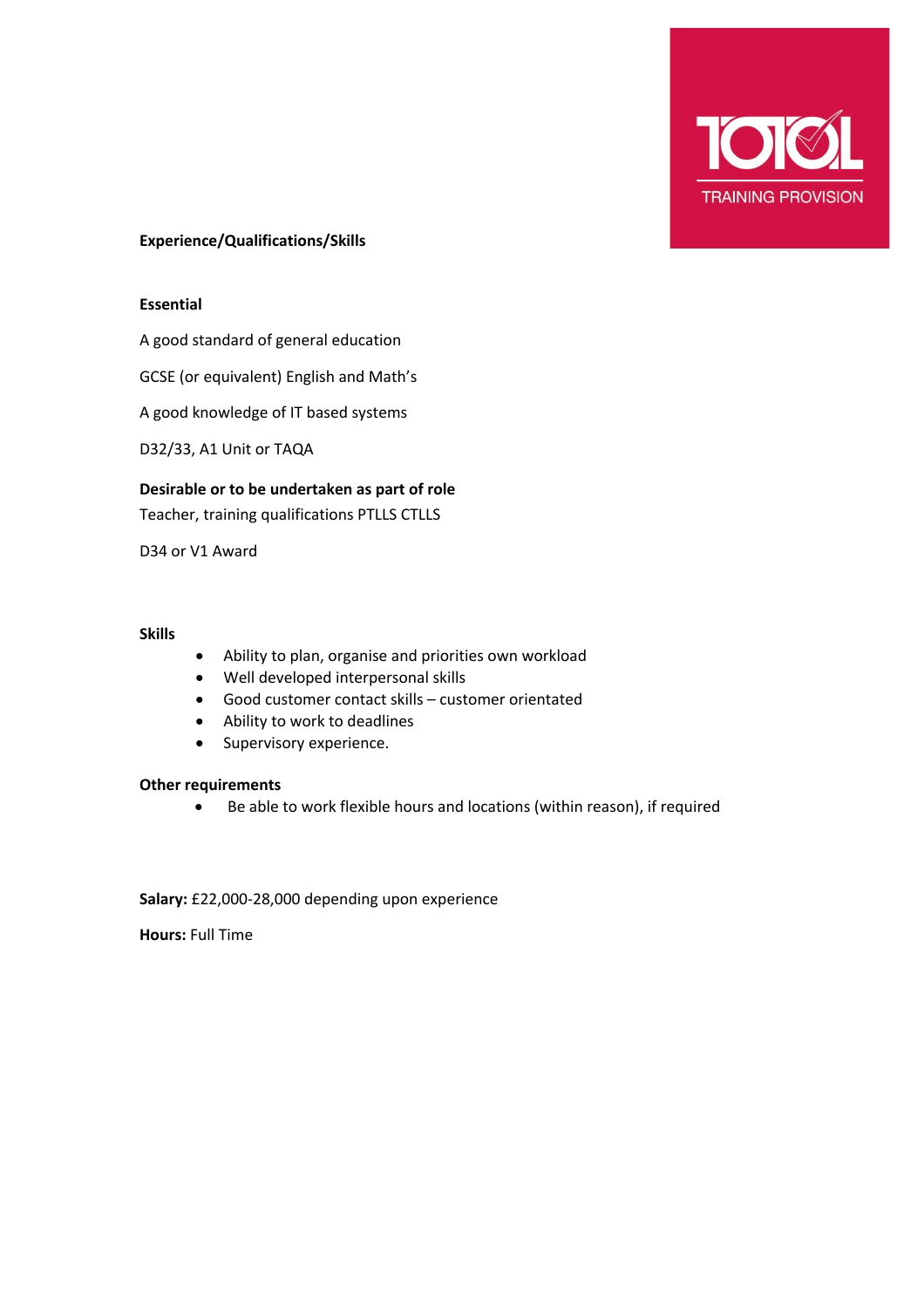**Experience/Qualifications/Skills**

**Essential**

A good standard of general education

GCSE (or equivalent) English and Math's

A good knowledge of IT based systems

D32/33, A1 Unit or TAQA

**Desirable or to be undertaken as part of role**

Teacher, training qualifications PTLLS CTLLS

D34 or V1 Award

**Skills**

- Ability to plan, organise and priorities own workload
- Well developed interpersonal skills
- Good customer contact skills – customer orientated
- Ability to work to deadlines
- Supervisory experience.

**Other requirements**

- Be able to work flexible hours and locations (within reason), if required

**Salary:** £22,000-28,000 depending upon experience

**Hours:** Full Time